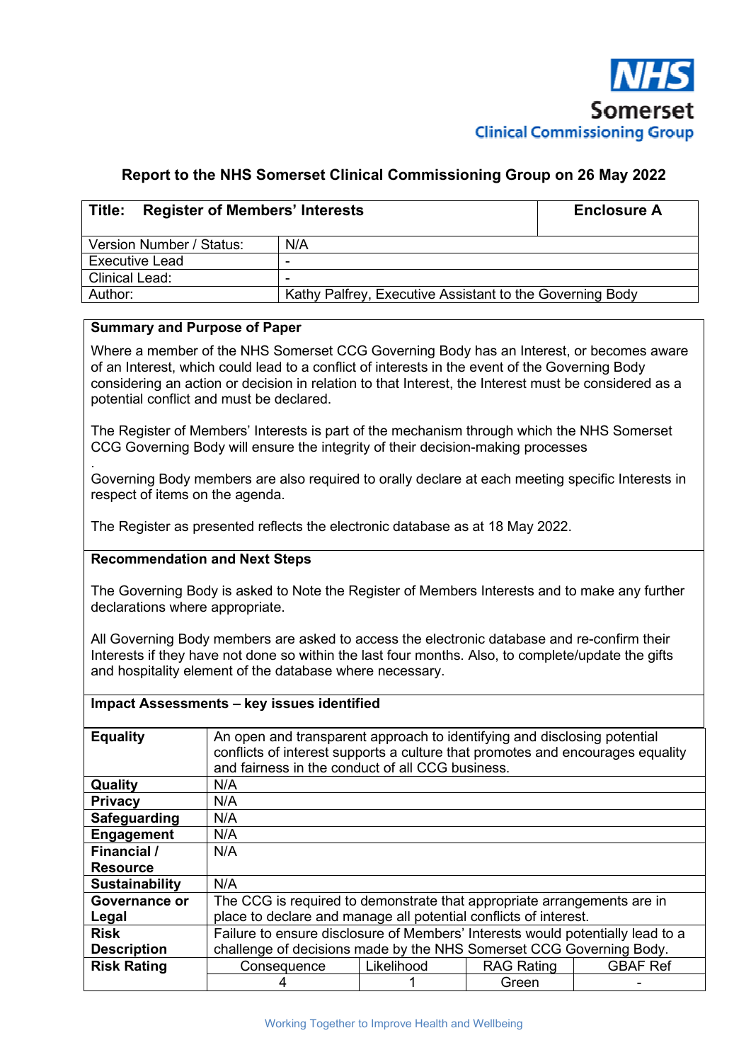**NHS Somerset Clinical Commissioning Group**

## Report to the NHS Somerset Clinical Commissioning Group on 26 May 2022

| **Title: Register of Members' Interests** | **Enclosure A** |
|---|---|
| Version Number / Status: | N/A |
| Executive Lead | - |
| Clinical Lead: | - |
| Author: | Kathy Palfrey, Executive Assistant to the Governing Body |

**Summary and Purpose of Paper**

Where a member of the NHS Somerset CCG Governing Body has an Interest, or becomes aware of an Interest, which could lead to a conflict of interests in the event of the Governing Body considering an action or decision in relation to that Interest, the Interest must be considered as a potential conflict and must be declared.

The Register of Members' Interests is part of the mechanism through which the NHS Somerset CCG Governing Body will ensure the integrity of their decision-making processes

.

Governing Body members are also required to orally declare at each meeting specific Interests in respect of items on the agenda.

The Register as presented reflects the electronic database as at 18 May 2022.

**Recommendation and Next Steps**

The Governing Body is asked to Note the Register of Members Interests and to make any further declarations where appropriate.

All Governing Body members are asked to access the electronic database and re-confirm their Interests if they have not done so within the last four months. Also, to complete/update the gifts and hospitality element of the database where necessary.

**Impact Assessments – key issues identified**

| | | | | |
|---|---|---|---|---|
| **Equality** | An open and transparent approach to identifying and disclosing potential conflicts of interest supports a culture that promotes and encourages equality and fairness in the conduct of all CCG business. | | | |
| **Quality** | N/A | | | |
| **Privacy** | N/A | | | |
| **Safeguarding** | N/A | | | |
| **Engagement** | N/A | | | |
| **Financial / Resource** | N/A | | | |
| **Sustainability** | N/A | | | |
| **Governance or Legal** | The CCG is required to demonstrate that appropriate arrangements are in place to declare and manage all potential conflicts of interest. | | | |
| **Risk Description** | Failure to ensure disclosure of Members' Interests would potentially lead to a challenge of decisions made by the NHS Somerset CCG Governing Body. | | | |
| **Risk Rating** | Consequence | Likelihood | RAG Rating | GBAF Ref |
| | 4 | 1 | Green | - |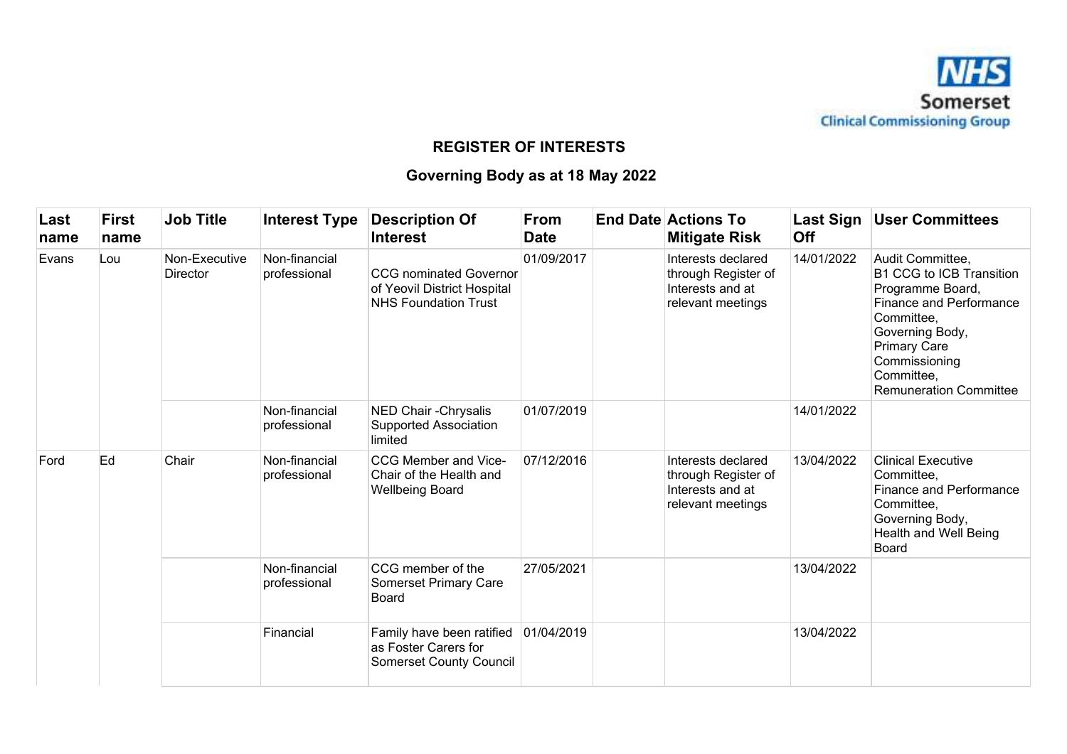## REGISTER OF INTERESTS

## Governing Body as at 18 May 2022

| Last name | First name | Job Title | Interest Type | Description Of Interest | From Date | End Date | Actions To Mitigate Risk | Last Sign Off | User Committees |
|---|---|---|---|---|---|---|---|---|---|
| Evans | Lou | Non-Executive Director | Non-financial professional | CCG nominated Governor of Yeovil District Hospital NHS Foundation Trust | 01/09/2017 | | Interests declared through Register of Interests and at relevant meetings | 14/01/2022 | Audit Committee, B1 CCG to ICB Transition Programme Board, Finance and Performance Committee, Governing Body, Primary Care Commissioning Committee, Remuneration Committee |
| | | | Non-financial professional | NED Chair -Chrysalis Supported Association limited | 01/07/2019 | | | 14/01/2022 | |
| Ford | Ed | Chair | Non-financial professional | CCG Member and Vice-Chair of the Health and Wellbeing Board | 07/12/2016 | | Interests declared through Register of Interests and at relevant meetings | 13/04/2022 | Clinical Executive Committee, Finance and Performance Committee, Governing Body, Health and Well Being Board |
| | | | Non-financial professional | CCG member of the Somerset Primary Care Board | 27/05/2021 | | | 13/04/2022 | |
| | | | Financial | Family have been ratified as Foster Carers for Somerset County Council | 01/04/2019 | | | 13/04/2022 | |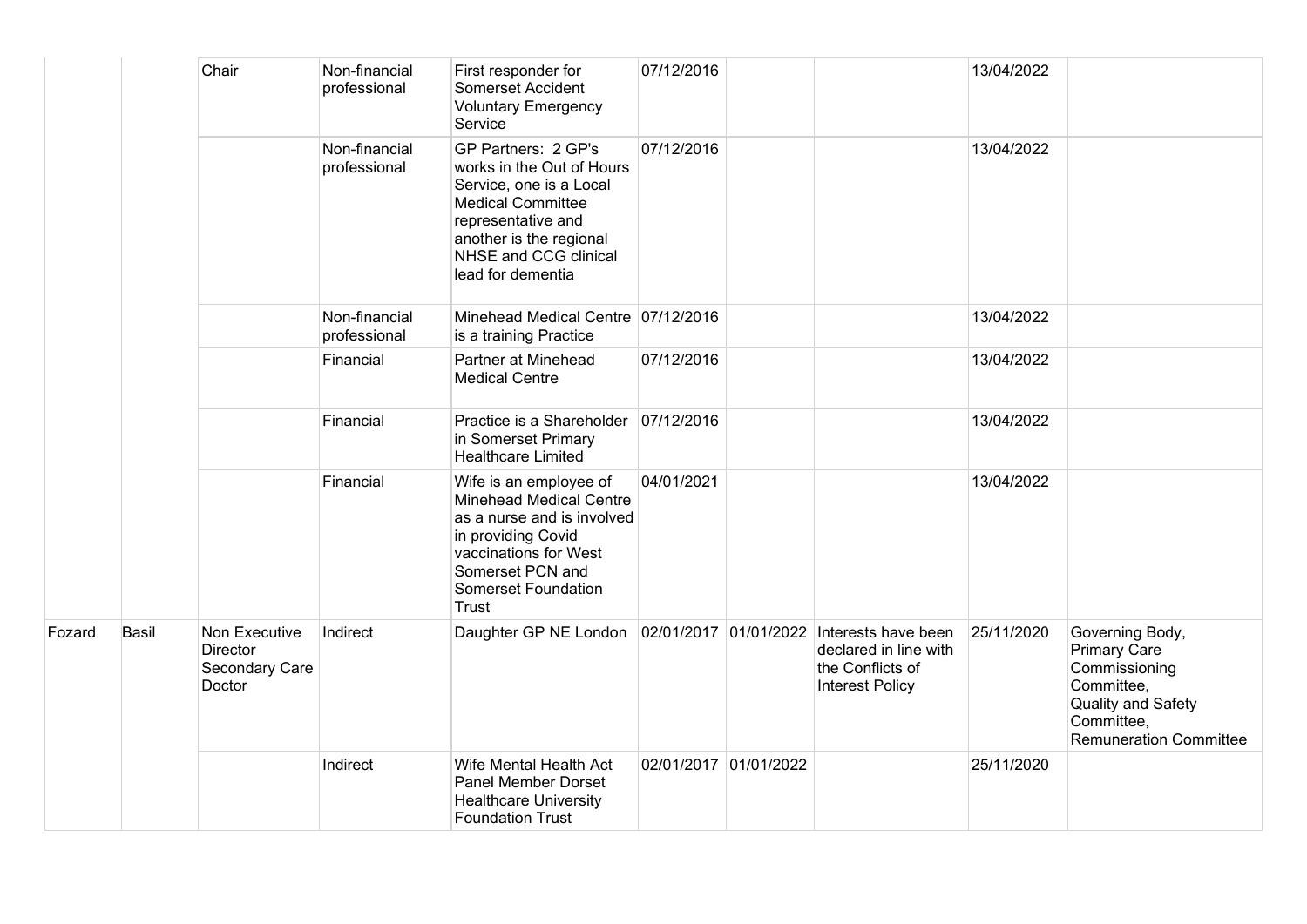| | | Chair | Non-financial professional | First responder for Somerset Accident Voluntary Emergency Service | 07/12/2016 | | | 13/04/2022 | |
|---|---|---|---|---|---|---|---|---|---|
| | | | Non-financial professional | GP Partners: 2 GP's works in the Out of Hours Service, one is a Local Medical Committee representative and another is the regional NHSE and CCG clinical lead for dementia | 07/12/2016 | | | 13/04/2022 | |
| | | | Non-financial professional | Minehead Medical Centre is a training Practice | 07/12/2016 | | | 13/04/2022 | |
| | | | Financial | Partner at Minehead Medical Centre | 07/12/2016 | | | 13/04/2022 | |
| | | | Financial | Practice is a Shareholder in Somerset Primary Healthcare Limited | 07/12/2016 | | | 13/04/2022 | |
| | | | Financial | Wife is an employee of Minehead Medical Centre as a nurse and is involved in providing Covid vaccinations for West Somerset PCN and Somerset Foundation Trust | 04/01/2021 | | | 13/04/2022 | |
| Fozard | Basil | Non Executive Director Secondary Care Doctor | Indirect | Daughter GP NE London | 02/01/2017 | 01/01/2022 | Interests have been declared in line with the Conflicts of Interest Policy | 25/11/2020 | Governing Body, Primary Care Commissioning Committee, Quality and Safety Committee, Remuneration Committee |
| | | | Indirect | Wife Mental Health Act Panel Member Dorset Healthcare University Foundation Trust | 02/01/2017 | 01/01/2022 | | 25/11/2020 | |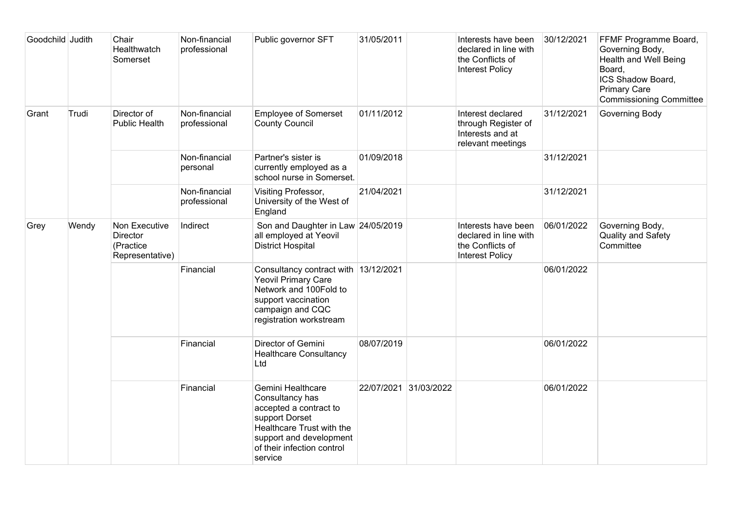| Goodchild | Judith | Chair Healthwatch Somerset | Non-financial professional | Public governor SFT | 31/05/2011 | | Interests have been declared in line with the Conflicts of Interest Policy | 30/12/2021 | FFMF Programme Board, Governing Body, Health and Well Being Board, ICS Shadow Board, Primary Care Commissioning Committee |
|---|---|---|---|---|---|---|---|---|---|
| Grant | Trudi | Director of Public Health | Non-financial professional | Employee of Somerset County Council | 01/11/2012 | | Interest declared through Register of Interests and at relevant meetings | 31/12/2021 | Governing Body |
| | | | Non-financial personal | Partner's sister is currently employed as a school nurse in Somerset. | 01/09/2018 | | | 31/12/2021 | |
| | | | Non-financial professional | Visiting Professor, University of the West of England | 21/04/2021 | | | 31/12/2021 | |
| Grey | Wendy | Non Executive Director (Practice Representative) | Indirect | Son and Daughter in Law all employed at Yeovil District Hospital | 24/05/2019 | | Interests have been declared in line with the Conflicts of Interest Policy | 06/01/2022 | Governing Body, Quality and Safety Committee |
| | | | Financial | Consultancy contract with Yeovil Primary Care Network and 100Fold to support vaccination campaign and CQC registration workstream | 13/12/2021 | | | 06/01/2022 | |
| | | | Financial | Director of Gemini Healthcare Consultancy Ltd | 08/07/2019 | | | 06/01/2022 | |
| | | | Financial | Gemini Healthcare Consultancy has accepted a contract to support Dorset Healthcare Trust with the support and development of their infection control service | 22/07/2021 | 31/03/2022 | | 06/01/2022 | |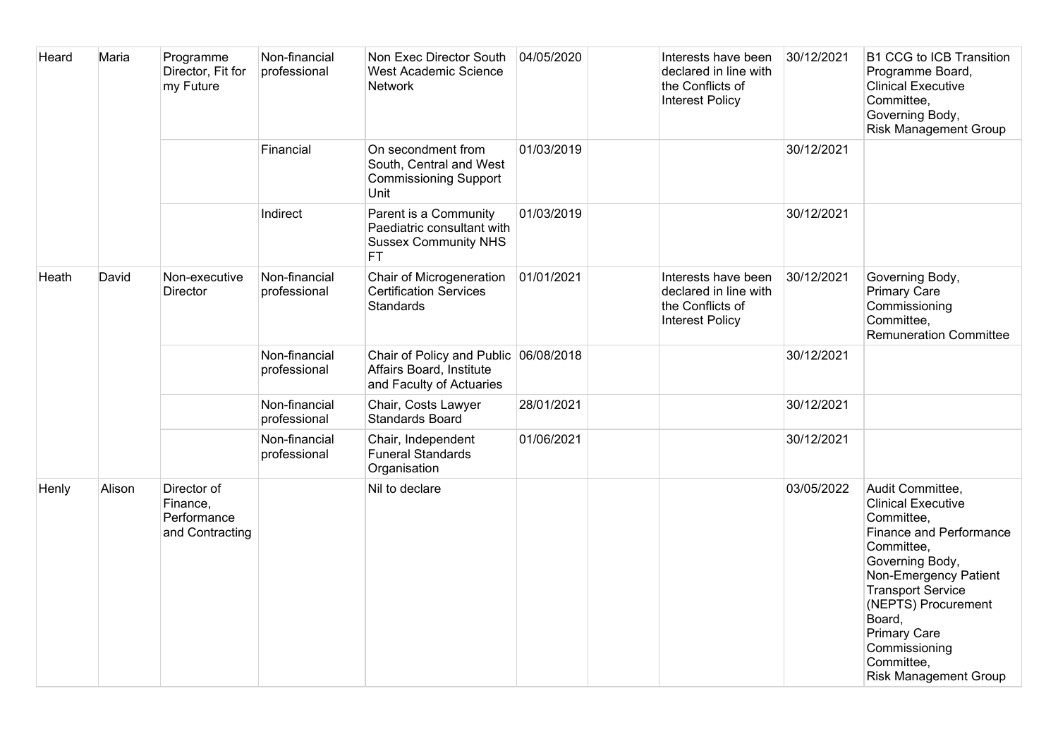| Heard | Maria | Programme Director, Fit for my Future | Non-financial professional | Non Exec Director South West Academic Science Network | 04/05/2020 | | Interests have been declared in line with the Conflicts of Interest Policy | 30/12/2021 | B1 CCG to ICB Transition Programme Board, Clinical Executive Committee, Governing Body, Risk Management Group |
|---|---|---|---|---|---|---|---|---|---|
| | | | Financial | On secondment from South, Central and West Commissioning Support Unit | 01/03/2019 | | | 30/12/2021 | |
| | | | Indirect | Parent is a Community Paediatric consultant with Sussex Community NHS FT | 01/03/2019 | | | 30/12/2021 | |
| Heath | David | Non-executive Director | Non-financial professional | Chair of Microgeneration Certification Services Standards | 01/01/2021 | | Interests have been declared in line with the Conflicts of Interest Policy | 30/12/2021 | Governing Body, Primary Care Commissioning Committee, Remuneration Committee |
| | | | Non-financial professional | Chair of Policy and Public Affairs Board, Institute and Faculty of Actuaries | 06/08/2018 | | | 30/12/2021 | |
| | | | Non-financial professional | Chair, Costs Lawyer Standards Board | 28/01/2021 | | | 30/12/2021 | |
| | | | Non-financial professional | Chair, Independent Funeral Standards Organisation | 01/06/2021 | | | 30/12/2021 | |
| Henly | Alison | Director of Finance, Performance and Contracting | | Nil to declare | | | | 03/05/2022 | Audit Committee, Clinical Executive Committee, Finance and Performance Committee, Governing Body, Non-Emergency Patient Transport Service (NEPTS) Procurement Board, Primary Care Commissioning Committee, Risk Management Group |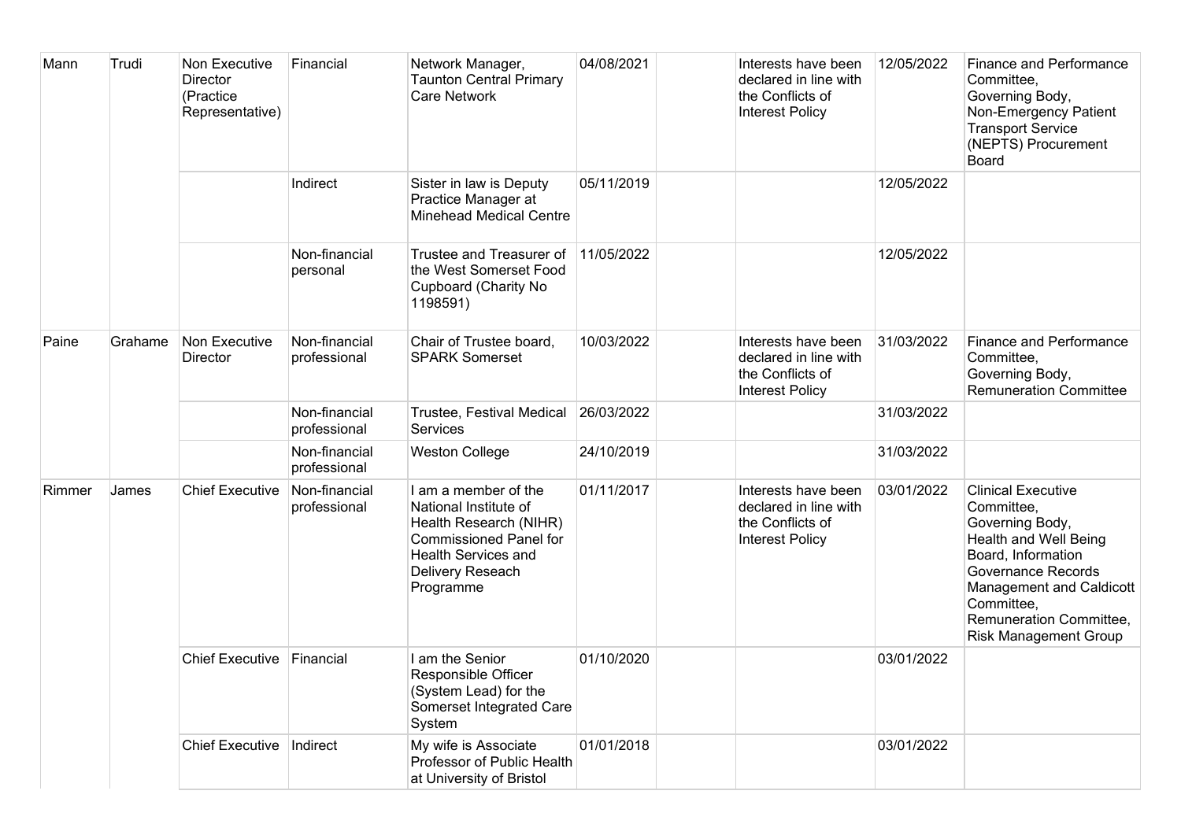| Mann | Trudi | Non Executive Director (Practice Representative) | Financial | Network Manager, Taunton Central Primary Care Network | 04/08/2021 | | Interests have been declared in line with the Conflicts of Interest Policy | 12/05/2022 | Finance and Performance Committee, Governing Body, Non-Emergency Patient Transport Service (NEPTS) Procurement Board |
|---|---|---|---|---|---|---|---|---|---|
| | | | Indirect | Sister in law is Deputy Practice Manager at Minehead Medical Centre | 05/11/2019 | | | 12/05/2022 | |
| | | | Non-financial personal | Trustee and Treasurer of the West Somerset Food Cupboard (Charity No 1198591) | 11/05/2022 | | | 12/05/2022 | |
| Paine | Grahame | Non Executive Director | Non-financial professional | Chair of Trustee board, SPARK Somerset | 10/03/2022 | | Interests have been declared in line with the Conflicts of Interest Policy | 31/03/2022 | Finance and Performance Committee, Governing Body, Remuneration Committee |
| | | | Non-financial professional | Trustee, Festival Medical Services | 26/03/2022 | | | 31/03/2022 | |
| | | | Non-financial professional | Weston College | 24/10/2019 | | | 31/03/2022 | |
| Rimmer | James | Chief Executive | Non-financial professional | I am a member of the National Institute of Health Research (NIHR) Commissioned Panel for Health Services and Delivery Reseach Programme | 01/11/2017 | | Interests have been declared in line with the Conflicts of Interest Policy | 03/01/2022 | Clinical Executive Committee, Governing Body, Health and Well Being Board, Information Governance Records Management and Caldicott Committee, Remuneration Committee, Risk Management Group |
| | | Chief Executive | Financial | I am the Senior Responsible Officer (System Lead) for the Somerset Integrated Care System | 01/10/2020 | | | 03/01/2022 | |
| | | Chief Executive | Indirect | My wife is Associate Professor of Public Health at University of Bristol | 01/01/2018 | | | 03/01/2022 | |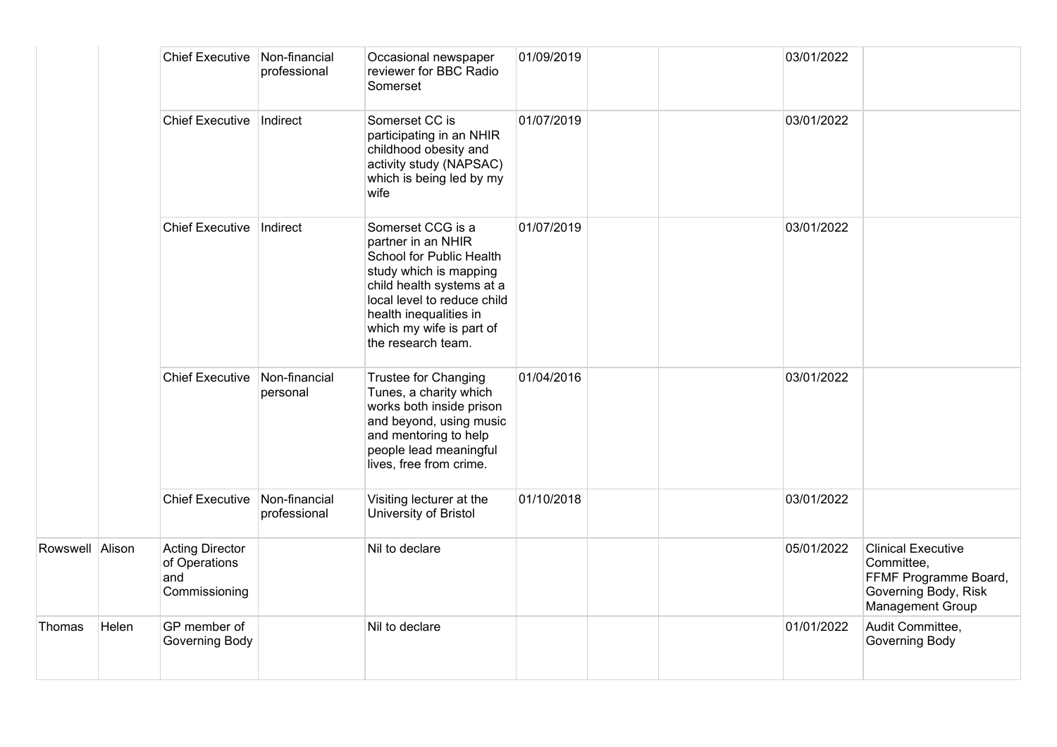| | | | | | | | | | |
|---|---|---|---|---|---|---|---|---|---|
| | | Chief Executive | Non-financial professional | Occasional newspaper reviewer for BBC Radio Somerset | 01/09/2019 | | | 03/01/2022 | |
| | | Chief Executive | Indirect | Somerset CC is participating in an NHIR childhood obesity and activity study (NAPSAC) which is being led by my wife | 01/07/2019 | | | 03/01/2022 | |
| | | Chief Executive | Indirect | Somerset CCG is a partner in an NHIR School for Public Health study which is mapping child health systems at a local level to reduce child health inequalities in which my wife is part of the research team. | 01/07/2019 | | | 03/01/2022 | |
| | | Chief Executive | Non-financial personal | Trustee for Changing Tunes, a charity which works both inside prison and beyond, using music and mentoring to help people lead meaningful lives, free from crime. | 01/04/2016 | | | 03/01/2022 | |
| | | Chief Executive | Non-financial professional | Visiting lecturer at the University of Bristol | 01/10/2018 | | | 03/01/2022 | |
| Rowswell | Alison | Acting Director of Operations and Commissioning | | Nil to declare | | | | 05/01/2022 | Clinical Executive Committee, FFMF Programme Board, Governing Body, Risk Management Group |
| Thomas | Helen | GP member of Governing Body | | Nil to declare | | | | 01/01/2022 | Audit Committee, Governing Body |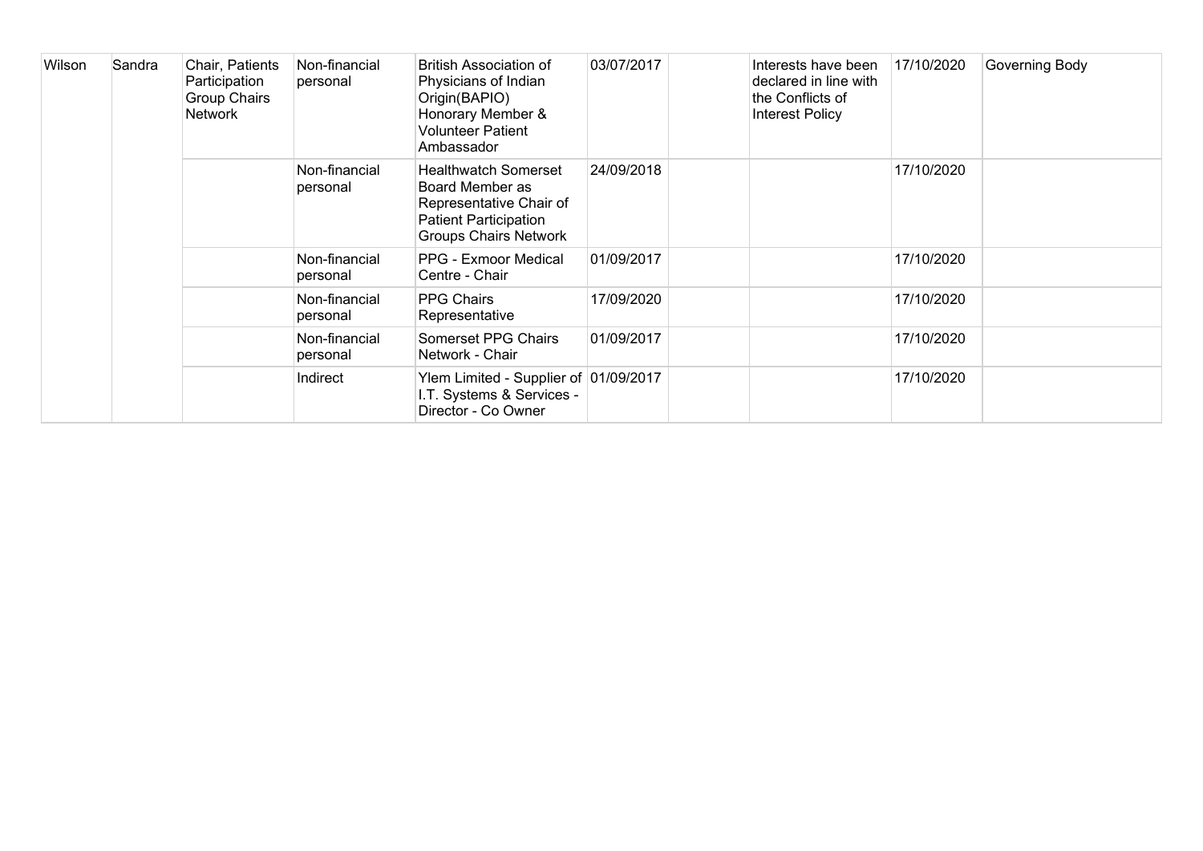| | | | | | | | | | |
|---|---|---|---|---|---|---|---|---|---|
| Wilson | Sandra | Chair, Patients Participation Group Chairs Network | Non-financial personal | British Association of Physicians of Indian Origin(BAPIO) Honorary Member & Volunteer Patient Ambassador | 03/07/2017 | | Interests have been declared in line with the Conflicts of Interest Policy | 17/10/2020 | Governing Body |
| | | | Non-financial personal | Healthwatch Somerset Board Member as Representative Chair of Patient Participation Groups Chairs Network | 24/09/2018 | | | 17/10/2020 | |
| | | | Non-financial personal | PPG - Exmoor Medical Centre - Chair | 01/09/2017 | | | 17/10/2020 | |
| | | | Non-financial personal | PPG Chairs Representative | 17/09/2020 | | | 17/10/2020 | |
| | | | Non-financial personal | Somerset PPG Chairs Network - Chair | 01/09/2017 | | | 17/10/2020 | |
| | | | Indirect | Ylem Limited - Supplier of I.T. Systems & Services - Director - Co Owner | 01/09/2017 | | | 17/10/2020 | |